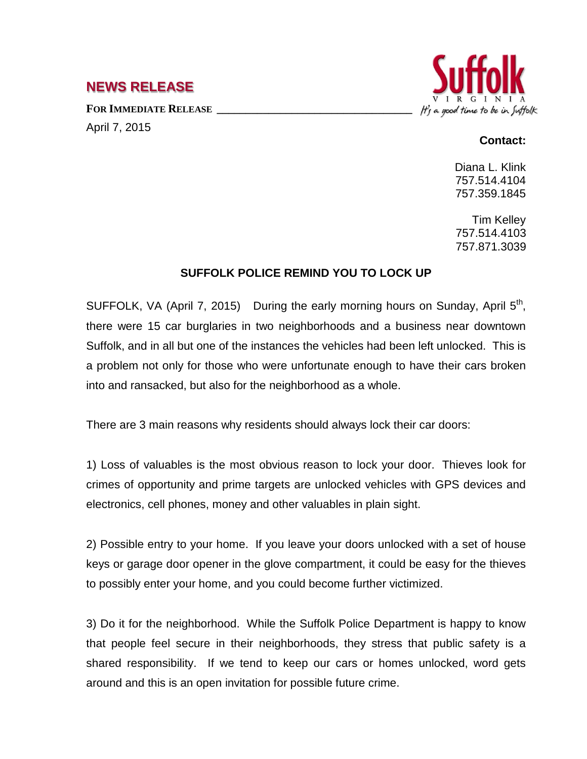## NEWS RELEASE

**FOR IMMEDIATE RELEASE**

April 7, 2015

**Contact:**

Diana L. Klink
757.514.4104
757.359.1845

Tim Kelley
757.514.4103
757.871.3039

### SUFFOLK POLICE REMIND YOU TO LOCK UP

SUFFOLK, VA (April 7, 2015) During the early morning hours on Sunday, April 5th, there were 15 car burglaries in two neighborhoods and a business near downtown Suffolk, and in all but one of the instances the vehicles had been left unlocked. This is a problem not only for those who were unfortunate enough to have their cars broken into and ransacked, but also for the neighborhood as a whole.

There are 3 main reasons why residents should always lock their car doors:

1) Loss of valuables is the most obvious reason to lock your door. Thieves look for crimes of opportunity and prime targets are unlocked vehicles with GPS devices and electronics, cell phones, money and other valuables in plain sight.

2) Possible entry to your home. If you leave your doors unlocked with a set of house keys or garage door opener in the glove compartment, it could be easy for the thieves to possibly enter your home, and you could become further victimized.

3) Do it for the neighborhood. While the Suffolk Police Department is happy to know that people feel secure in their neighborhoods, they stress that public safety is a shared responsibility. If we tend to keep our cars or homes unlocked, word gets around and this is an open invitation for possible future crime.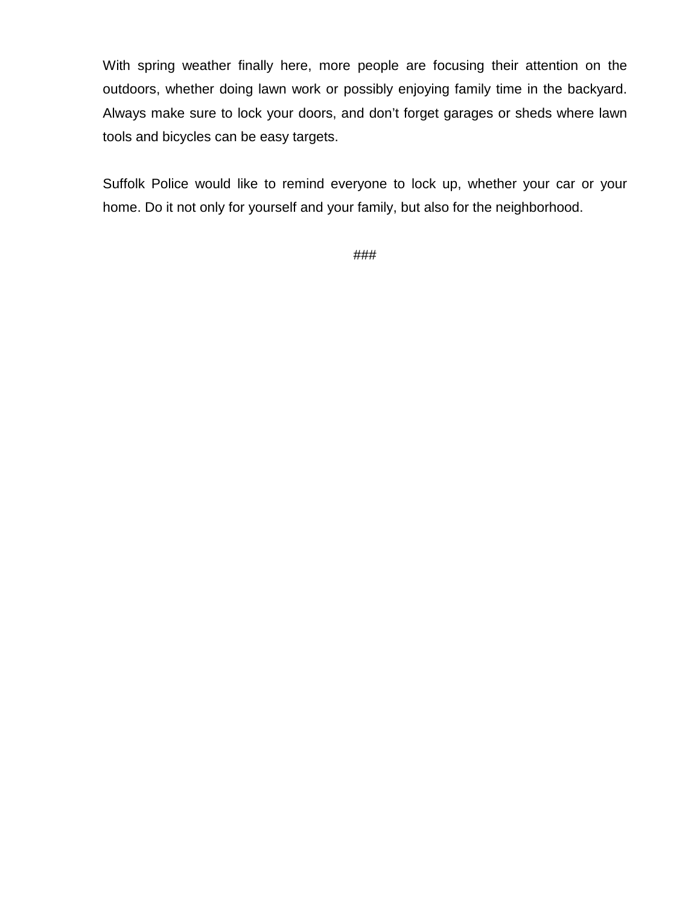With spring weather finally here, more people are focusing their attention on the outdoors, whether doing lawn work or possibly enjoying family time in the backyard. Always make sure to lock your doors, and don't forget garages or sheds where lawn tools and bicycles can be easy targets.

Suffolk Police would like to remind everyone to lock up, whether your car or your home. Do it not only for yourself and your family, but also for the neighborhood.

###